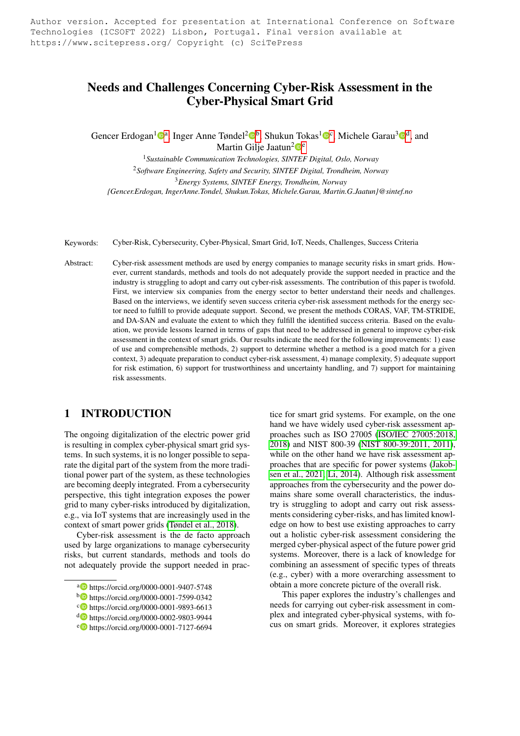Author version. Accepted for presentation at International Conference on Software Technologies (ICSOFT 2022) Lisbon, Portugal. Final version available at https://www.scitepress.org/ Copyright (c) SciTePress

# Needs and Challenges Concerning Cyber-Risk Assessment in the Cyber-Physical Smart Grid

Gencer Erdogan[1] [a], Inger Anne Tøndel[2] [b], Shukun Tokas[1] [c], Michele Garau[3] [d], and Martin Gilje Jaatun[2] [e]

[1] *Sustainable Communication Technologies, SINTEF Digital, Oslo, Norway*
[2] *Software Engineering, Safety and Security, SINTEF Digital, Trondheim, Norway*
[3] *Energy Systems, SINTEF Energy, Trondheim, Norway*
*{Gencer.Erdogan, IngerAnne.Tondel, Shukun.Tokas, Michele.Garau, Martin.G.Jaatun}@sintef.no*

Keywords: Cyber-Risk, Cybersecurity, Cyber-Physical, Smart Grid, IoT, Needs, Challenges, Success Criteria

Abstract: Cyber-risk assessment methods are used by energy companies to manage security risks in smart grids. However, current standards, methods and tools do not adequately provide the support needed in practice and the industry is struggling to adopt and carry out cyber-risk assessments. The contribution of this paper is twofold. First, we interview six companies from the energy sector to better understand their needs and challenges. Based on the interviews, we identify seven success criteria cyber-risk assessment methods for the energy sector need to fulfill to provide adequate support. Second, we present the methods CORAS, VAF, TM-STRIDE, and DA-SAN and evaluate the extent to which they fulfill the identified success criteria. Based on the evaluation, we provide lessons learned in terms of gaps that need to be addressed in general to improve cyber-risk assessment in the context of smart grids. Our results indicate the need for the following improvements: 1) ease of use and comprehensible methods, 2) support to determine whether a method is a good match for a given context, 3) adequate preparation to conduct cyber-risk assessment, 4) manage complexity, 5) adequate support for risk estimation, 6) support for trustworthiness and uncertainty handling, and 7) support for maintaining risk assessments.

## 1 INTRODUCTION

The ongoing digitalization of the electric power grid is resulting in complex cyber-physical smart grid systems. In such systems, it is no longer possible to separate the digital part of the system from the more traditional power part of the system, as these technologies are becoming deeply integrated. From a cybersecurity perspective, this tight integration exposes the power grid to many cyber-risks introduced by digitalization, e.g., via IoT systems that are increasingly used in the context of smart power grids (Tøndel et al., 2018).

Cyber-risk assessment is the de facto approach used by large organizations to manage cybersecurity risks, but current standards, methods and tools do not adequately provide the support needed in practice for smart grid systems. For example, on the one hand we have widely used cyber-risk assessment approaches such as ISO 27005 (ISO/IEC 27005:2018, 2018) and NIST 800-39 (NIST 800-39:2011, 2011), while on the other hand we have risk assessment approaches that are specific for power systems (Jakobsen et al., 2021; Li, 2014). Although risk assessment approaches from the cybersecurity and the power domains share some overall characteristics, the industry is struggling to adopt and carry out risk assessments considering cyber-risks, and has limited knowledge on how to best use existing approaches to carry out a holistic cyber-risk assessment considering the merged cyber-physical aspect of the future power grid systems. Moreover, there is a lack of knowledge for combining an assessment of specific types of threats (e.g., cyber) with a more overarching assessment to obtain a more concrete picture of the overall risk.

This paper explores the industry's challenges and needs for carrying out cyber-risk assessment in complex and integrated cyber-physical systems, with focus on smart grids. Moreover, it explores strategies

[a] https://orcid.org/0000-0001-9407-5748
[b] https://orcid.org/0000-0001-7599-0342
[c] https://orcid.org/0000-0001-9893-6613
[d] https://orcid.org/0000-0002-9803-9944
[e] https://orcid.org/0000-0001-7127-6694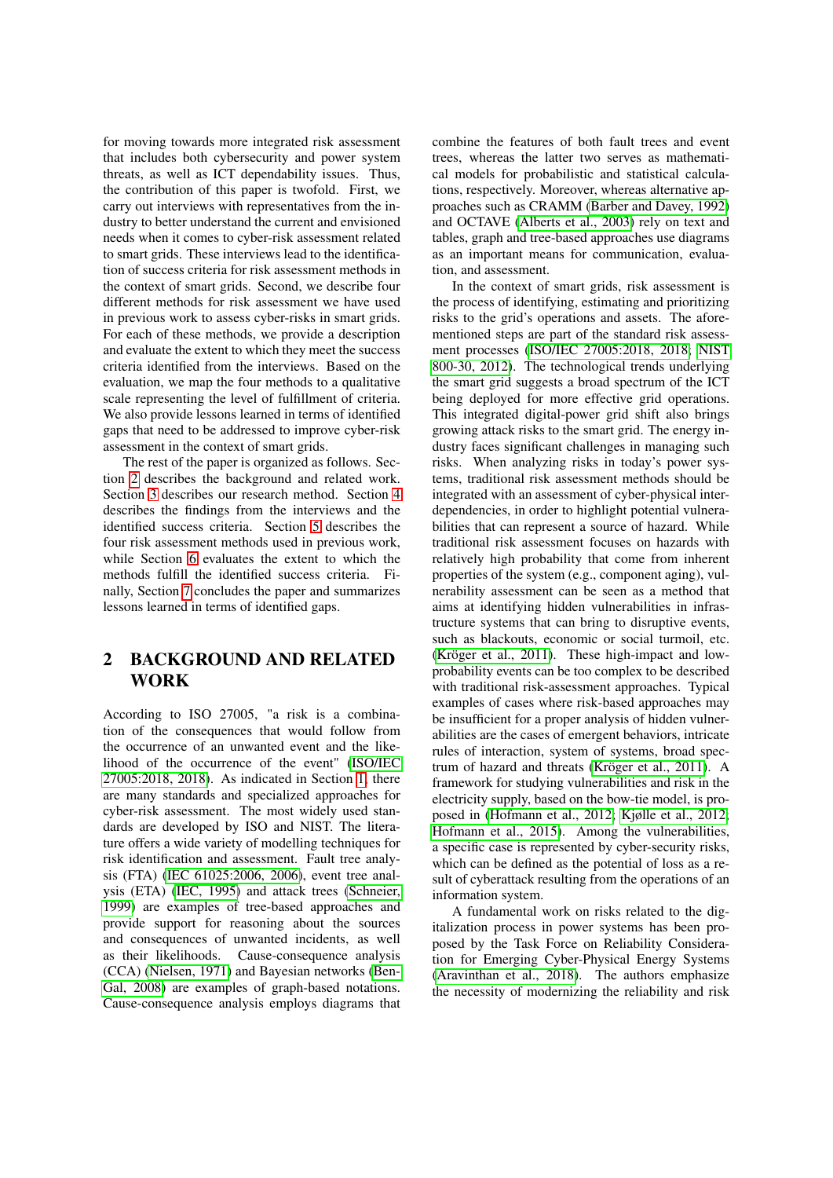for moving towards more integrated risk assessment that includes both cybersecurity and power system threats, as well as ICT dependability issues. Thus, the contribution of this paper is twofold. First, we carry out interviews with representatives from the industry to better understand the current and envisioned needs when it comes to cyber-risk assessment related to smart grids. These interviews lead to the identification of success criteria for risk assessment methods in the context of smart grids. Second, we describe four different methods for risk assessment we have used in previous work to assess cyber-risks in smart grids. For each of these methods, we provide a description and evaluate the extent to which they meet the success criteria identified from the interviews. Based on the evaluation, we map the four methods to a qualitative scale representing the level of fulfillment of criteria. We also provide lessons learned in terms of identified gaps that need to be addressed to improve cyber-risk assessment in the context of smart grids.

The rest of the paper is organized as follows. Section 2 describes the background and related work. Section 3 describes our research method. Section 4 describes the findings from the interviews and the identified success criteria. Section 5 describes the four risk assessment methods used in previous work, while Section 6 evaluates the extent to which the methods fulfill the identified success criteria. Finally, Section 7 concludes the paper and summarizes lessons learned in terms of identified gaps.

## 2 BACKGROUND AND RELATED WORK

According to ISO 27005, "a risk is a combination of the consequences that would follow from the occurrence of an unwanted event and the likelihood of the occurrence of the event" (ISO/IEC 27005:2018, 2018). As indicated in Section 1, there are many standards and specialized approaches for cyber-risk assessment. The most widely used standards are developed by ISO and NIST. The literature offers a wide variety of modelling techniques for risk identification and assessment. Fault tree analysis (FTA) (IEC 61025:2006, 2006), event tree analysis (ETA) (IEC, 1995) and attack trees (Schneier, 1999) are examples of tree-based approaches and provide support for reasoning about the sources and consequences of unwanted incidents, as well as their likelihoods. Cause-consequence analysis (CCA) (Nielsen, 1971) and Bayesian networks (Ben-Gal, 2008) are examples of graph-based notations. Cause-consequence analysis employs diagrams that combine the features of both fault trees and event trees, whereas the latter two serves as mathematical models for probabilistic and statistical calculations, respectively. Moreover, whereas alternative approaches such as CRAMM (Barber and Davey, 1992) and OCTAVE (Alberts et al., 2003) rely on text and tables, graph and tree-based approaches use diagrams as an important means for communication, evaluation, and assessment.

In the context of smart grids, risk assessment is the process of identifying, estimating and prioritizing risks to the grid's operations and assets. The aforementioned steps are part of the standard risk assessment processes (ISO/IEC 27005:2018, 2018; NIST 800-30, 2012). The technological trends underlying the smart grid suggests a broad spectrum of the ICT being deployed for more effective grid operations. This integrated digital-power grid shift also brings growing attack risks to the smart grid. The energy industry faces significant challenges in managing such risks. When analyzing risks in today's power systems, traditional risk assessment methods should be integrated with an assessment of cyber-physical interdependencies, in order to highlight potential vulnerabilities that can represent a source of hazard. While traditional risk assessment focuses on hazards with relatively high probability that come from inherent properties of the system (e.g., component aging), vulnerability assessment can be seen as a method that aims at identifying hidden vulnerabilities in infrastructure systems that can bring to disruptive events, such as blackouts, economic or social turmoil, etc. (Kröger et al., 2011). These high-impact and low-probability events can be too complex to be described with traditional risk-assessment approaches. Typical examples of cases where risk-based approaches may be insufficient for a proper analysis of hidden vulnerabilities are the cases of emergent behaviors, intricate rules of interaction, system of systems, broad spectrum of hazard and threats (Kröger et al., 2011). A framework for studying vulnerabilities and risk in the electricity supply, based on the bow-tie model, is proposed in (Hofmann et al., 2012; Kjølle et al., 2012; Hofmann et al., 2015). Among the vulnerabilities, a specific case is represented by cyber-security risks, which can be defined as the potential of loss as a result of cyberattack resulting from the operations of an information system.

A fundamental work on risks related to the digitalization process in power systems has been proposed by the Task Force on Reliability Consideration for Emerging Cyber-Physical Energy Systems (Aravinthan et al., 2018). The authors emphasize the necessity of modernizing the reliability and risk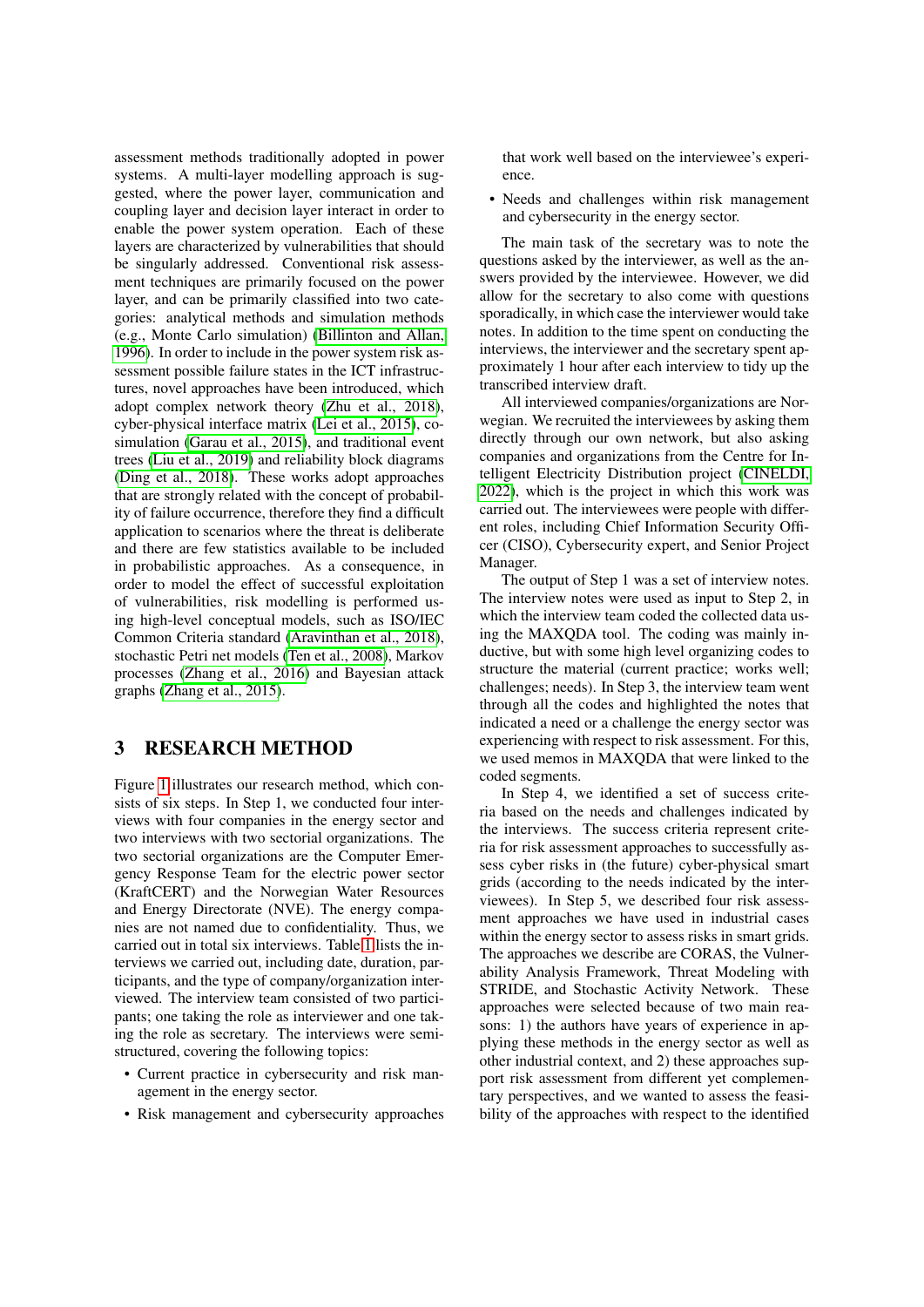assessment methods traditionally adopted in power systems. A multi-layer modelling approach is suggested, where the power layer, communication and coupling layer and decision layer interact in order to enable the power system operation. Each of these layers are characterized by vulnerabilities that should be singularly addressed. Conventional risk assessment techniques are primarily focused on the power layer, and can be primarily classified into two categories: analytical methods and simulation methods (e.g., Monte Carlo simulation) (Billinton and Allan, 1996). In order to include in the power system risk assessment possible failure states in the ICT infrastructures, novel approaches have been introduced, which adopt complex network theory (Zhu et al., 2018), cyber-physical interface matrix (Lei et al., 2015), co-simulation (Garau et al., 2015), and traditional event trees (Liu et al., 2019) and reliability block diagrams (Ding et al., 2018). These works adopt approaches that are strongly related with the concept of probability of failure occurrence, therefore they find a difficult application to scenarios where the threat is deliberate and there are few statistics available to be included in probabilistic approaches. As a consequence, in order to model the effect of successful exploitation of vulnerabilities, risk modelling is performed using high-level conceptual models, such as ISO/IEC Common Criteria standard (Aravinthan et al., 2018), stochastic Petri net models (Ten et al., 2008), Markov processes (Zhang et al., 2016) and Bayesian attack graphs (Zhang et al., 2015).

# 3 RESEARCH METHOD

Figure 1 illustrates our research method, which consists of six steps. In Step 1, we conducted four interviews with four companies in the energy sector and two interviews with two sectorial organizations. The two sectorial organizations are the Computer Emergency Response Team for the electric power sector (KraftCERT) and the Norwegian Water Resources and Energy Directorate (NVE). The energy companies are not named due to confidentiality. Thus, we carried out in total six interviews. Table 1 lists the interviews we carried out, including date, duration, participants, and the type of company/organization interviewed. The interview team consisted of two participants; one taking the role as interviewer and one taking the role as secretary. The interviews were semi-structured, covering the following topics:

- Current practice in cybersecurity and risk management in the energy sector.
- Risk management and cybersecurity approaches that work well based on the interviewee's experience.
- Needs and challenges within risk management and cybersecurity in the energy sector.

The main task of the secretary was to note the questions asked by the interviewer, as well as the answers provided by the interviewee. However, we did allow for the secretary to also come with questions sporadically, in which case the interviewer would take notes. In addition to the time spent on conducting the interviews, the interviewer and the secretary spent approximately 1 hour after each interview to tidy up the transcribed interview draft.

All interviewed companies/organizations are Norwegian. We recruited the interviewees by asking them directly through our own network, but also asking companies and organizations from the Centre for Intelligent Electricity Distribution project (CINELDI, 2022), which is the project in which this work was carried out. The interviewees were people with different roles, including Chief Information Security Officer (CISO), Cybersecurity expert, and Senior Project Manager.

The output of Step 1 was a set of interview notes. The interview notes were used as input to Step 2, in which the interview team coded the collected data using the MAXQDA tool. The coding was mainly inductive, but with some high level organizing codes to structure the material (current practice; works well; challenges; needs). In Step 3, the interview team went through all the codes and highlighted the notes that indicated a need or a challenge the energy sector was experiencing with respect to risk assessment. For this, we used memos in MAXQDA that were linked to the coded segments.

In Step 4, we identified a set of success criteria based on the needs and challenges indicated by the interviews. The success criteria represent criteria for risk assessment approaches to successfully assess cyber risks in (the future) cyber-physical smart grids (according to the needs indicated by the interviewees). In Step 5, we described four risk assessment approaches we have used in industrial cases within the energy sector to assess risks in smart grids. The approaches we describe are CORAS, the Vulnerability Analysis Framework, Threat Modeling with STRIDE, and Stochastic Activity Network. These approaches were selected because of two main reasons: 1) the authors have years of experience in applying these methods in the energy sector as well as other industrial context, and 2) these approaches support risk assessment from different yet complementary perspectives, and we wanted to assess the feasibility of the approaches with respect to the identified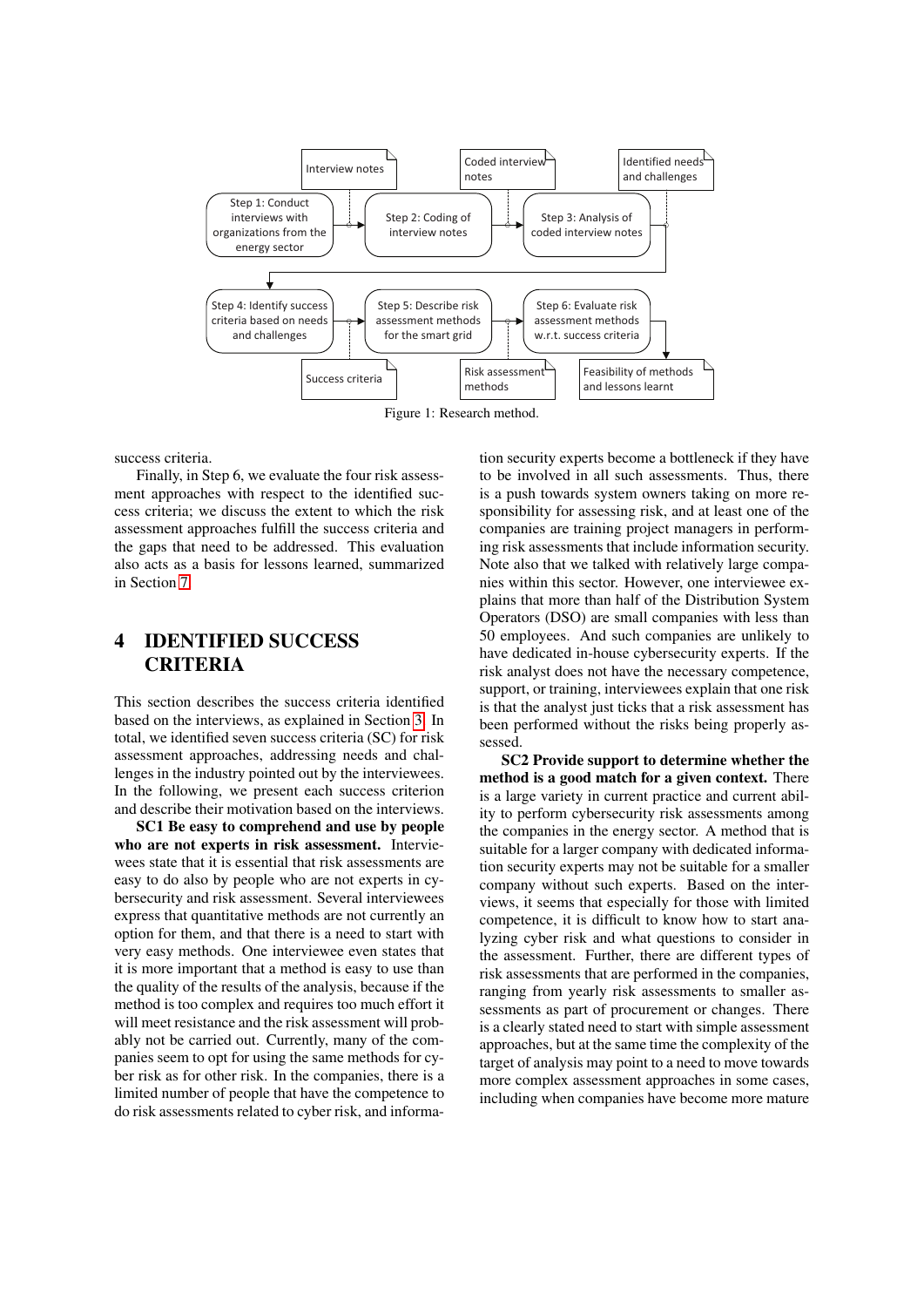Figure 1: Research method.

success criteria.

Finally, in Step 6, we evaluate the four risk assessment approaches with respect to the identified success criteria; we discuss the extent to which the risk assessment approaches fulfill the success criteria and the gaps that need to be addressed. This evaluation also acts as a basis for lessons learned, summarized in Section 7.

# 4 IDENTIFIED SUCCESS CRITERIA

This section describes the success criteria identified based on the interviews, as explained in Section 3. In total, we identified seven success criteria (SC) for risk assessment approaches, addressing needs and challenges in the industry pointed out by the interviewees. In the following, we present each success criterion and describe their motivation based on the interviews.

**SC1 Be easy to comprehend and use by people who are not experts in risk assessment.** Interviewees state that it is essential that risk assessments are easy to do also by people who are not experts in cybersecurity and risk assessment. Several interviewees express that quantitative methods are not currently an option for them, and that there is a need to start with very easy methods. One interviewee even states that it is more important that a method is easy to use than the quality of the results of the analysis, because if the method is too complex and requires too much effort it will meet resistance and the risk assessment will probably not be carried out. Currently, many of the companies seem to opt for using the same methods for cyber risk as for other risk. In the companies, there is a limited number of people that have the competence to do risk assessments related to cyber risk, and information security experts become a bottleneck if they have to be involved in all such assessments. Thus, there is a push towards system owners taking on more responsibility for assessing risk, and at least one of the companies are training project managers in performing risk assessments that include information security. Note also that we talked with relatively large companies within this sector. However, one interviewee explains that more than half of the Distribution System Operators (DSO) are small companies with less than 50 employees. And such companies are unlikely to have dedicated in-house cybersecurity experts. If the risk analyst does not have the necessary competence, support, or training, interviewees explain that one risk is that the analyst just ticks that a risk assessment has been performed without the risks being properly assessed.

**SC2 Provide support to determine whether the method is a good match for a given context.** There is a large variety in current practice and current ability to perform cybersecurity risk assessments among the companies in the energy sector. A method that is suitable for a larger company with dedicated information security experts may not be suitable for a smaller company without such experts. Based on the interviews, it seems that especially for those with limited competence, it is difficult to know how to start analyzing cyber risk and what questions to consider in the assessment. Further, there are different types of risk assessments that are performed in the companies, ranging from yearly risk assessments to smaller assessments as part of procurement or changes. There is a clearly stated need to start with simple assessment approaches, but at the same time the complexity of the target of analysis may point to a need to move towards more complex assessment approaches in some cases, including when companies have become more mature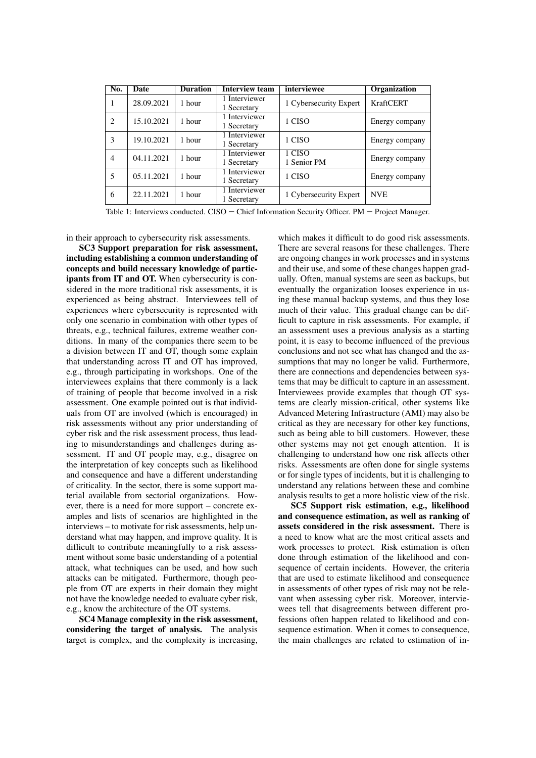| No. | Date | Duration | Interview team | interviewee | Organization |
|---|---|---|---|---|---|
| 1 | 28.09.2021 | 1 hour | 1 Interviewer 1 Secretary | 1 Cybersecurity Expert | KraftCERT |
| 2 | 15.10.2021 | 1 hour | 1 Interviewer 1 Secretary | 1 CISO | Energy company |
| 3 | 19.10.2021 | 1 hour | 1 Interviewer 1 Secretary | 1 CISO | Energy company |
| 4 | 04.11.2021 | 1 hour | 1 Interviewer 1 Secretary | 1 CISO 1 Senior PM | Energy company |
| 5 | 05.11.2021 | 1 hour | 1 Interviewer 1 Secretary | 1 CISO | Energy company |
| 6 | 22.11.2021 | 1 hour | 1 Interviewer 1 Secretary | 1 Cybersecurity Expert | NVE |

Table 1: Interviews conducted. CISO = Chief Information Security Officer. PM = Project Manager.

in their approach to cybersecurity risk assessments.

**SC3 Support preparation for risk assessment, including establishing a common understanding of concepts and build necessary knowledge of participants from IT and OT.** When cybersecurity is considered in the more traditional risk assessments, it is experienced as being abstract. Interviewees tell of experiences where cybersecurity is represented with only one scenario in combination with other types of threats, e.g., technical failures, extreme weather conditions. In many of the companies there seem to be a division between IT and OT, though some explain that understanding across IT and OT has improved, e.g., through participating in workshops. One of the interviewees explains that there commonly is a lack of training of people that become involved in a risk assessment. One example pointed out is that individuals from OT are involved (which is encouraged) in risk assessments without any prior understanding of cyber risk and the risk assessment process, thus leading to misunderstandings and challenges during assessment. IT and OT people may, e.g., disagree on the interpretation of key concepts such as likelihood and consequence and have a different understanding of criticality. In the sector, there is some support material available from sectorial organizations. However, there is a need for more support – concrete examples and lists of scenarios are highlighted in the interviews – to motivate for risk assessments, help understand what may happen, and improve quality. It is difficult to contribute meaningfully to a risk assessment without some basic understanding of a potential attack, what techniques can be used, and how such attacks can be mitigated. Furthermore, though people from OT are experts in their domain they might not have the knowledge needed to evaluate cyber risk, e.g., know the architecture of the OT systems.

**SC4 Manage complexity in the risk assessment, considering the target of analysis.** The analysis target is complex, and the complexity is increasing, which makes it difficult to do good risk assessments. There are several reasons for these challenges. There are ongoing changes in work processes and in systems and their use, and some of these changes happen gradually. Often, manual systems are seen as backups, but eventually the organization looses experience in using these manual backup systems, and thus they lose much of their value. This gradual change can be difficult to capture in risk assessments. For example, if an assessment uses a previous analysis as a starting point, it is easy to become influenced of the previous conclusions and not see what has changed and the assumptions that may no longer be valid. Furthermore, there are connections and dependencies between systems that may be difficult to capture in an assessment. Interviewees provide examples that though OT systems are clearly mission-critical, other systems like Advanced Metering Infrastructure (AMI) may also be critical as they are necessary for other key functions, such as being able to bill customers. However, these other systems may not get enough attention. It is challenging to understand how one risk affects other risks. Assessments are often done for single systems or for single types of incidents, but it is challenging to understand any relations between these and combine analysis results to get a more holistic view of the risk.

**SC5 Support risk estimation, e.g., likelihood and consequence estimation, as well as ranking of assets considered in the risk assessment.** There is a need to know what are the most critical assets and work processes to protect. Risk estimation is often done through estimation of the likelihood and consequence of certain incidents. However, the criteria that are used to estimate likelihood and consequence in assessments of other types of risk may not be relevant when assessing cyber risk. Moreover, interviewees tell that disagreements between different professions often happen related to likelihood and consequence estimation. When it comes to consequence, the main challenges are related to estimation of in-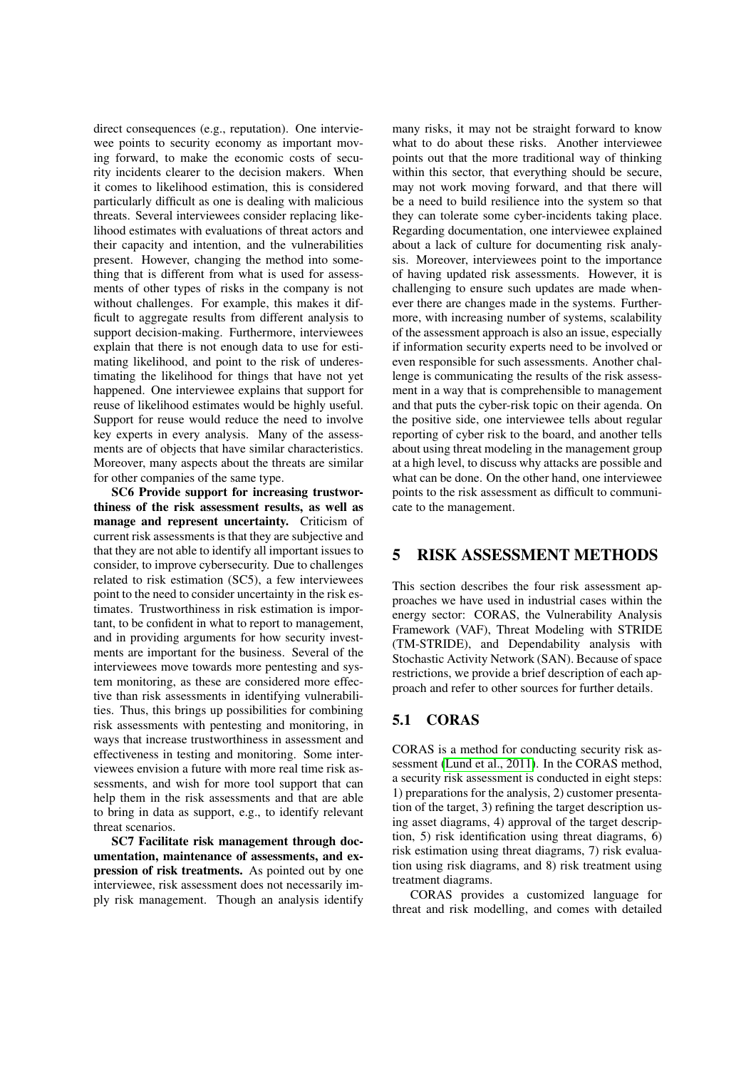direct consequences (e.g., reputation). One interviewee points to security economy as important moving forward, to make the economic costs of security incidents clearer to the decision makers. When it comes to likelihood estimation, this is considered particularly difficult as one is dealing with malicious threats. Several interviewees consider replacing likelihood estimates with evaluations of threat actors and their capacity and intention, and the vulnerabilities present. However, changing the method into something that is different from what is used for assessments of other types of risks in the company is not without challenges. For example, this makes it difficult to aggregate results from different analysis to support decision-making. Furthermore, interviewees explain that there is not enough data to use for estimating likelihood, and point to the risk of underestimating the likelihood for things that have not yet happened. One interviewee explains that support for reuse of likelihood estimates would be highly useful. Support for reuse would reduce the need to involve key experts in every analysis. Many of the assessments are of objects that have similar characteristics. Moreover, many aspects about the threats are similar for other companies of the same type.

**SC6 Provide support for increasing trustworthiness of the risk assessment results, as well as manage and represent uncertainty.** Criticism of current risk assessments is that they are subjective and that they are not able to identify all important issues to consider, to improve cybersecurity. Due to challenges related to risk estimation (SC5), a few interviewees point to the need to consider uncertainty in the risk estimates. Trustworthiness in risk estimation is important, to be confident in what to report to management, and in providing arguments for how security investments are important for the business. Several of the interviewees move towards more pentesting and system monitoring, as these are considered more effective than risk assessments in identifying vulnerabilities. Thus, this brings up possibilities for combining risk assessments with pentesting and monitoring, in ways that increase trustworthiness in assessment and effectiveness in testing and monitoring. Some interviewees envision a future with more real time risk assessments, and wish for more tool support that can help them in the risk assessments and that are able to bring in data as support, e.g., to identify relevant threat scenarios.

**SC7 Facilitate risk management through documentation, maintenance of assessments, and expression of risk treatments.** As pointed out by one interviewee, risk assessment does not necessarily imply risk management. Though an analysis identify many risks, it may not be straight forward to know what to do about these risks. Another interviewee points out that the more traditional way of thinking within this sector, that everything should be secure, may not work moving forward, and that there will be a need to build resilience into the system so that they can tolerate some cyber-incidents taking place. Regarding documentation, one interviewee explained about a lack of culture for documenting risk analysis. Moreover, interviewees point to the importance of having updated risk assessments. However, it is challenging to ensure such updates are made whenever there are changes made in the systems. Furthermore, with increasing number of systems, scalability of the assessment approach is also an issue, especially if information security experts need to be involved or even responsible for such assessments. Another challenge is communicating the results of the risk assessment in a way that is comprehensible to management and that puts the cyber-risk topic on their agenda. On the positive side, one interviewee tells about regular reporting of cyber risk to the board, and another tells about using threat modeling in the management group at a high level, to discuss why attacks are possible and what can be done. On the other hand, one interviewee points to the risk assessment as difficult to communicate to the management.

# 5 RISK ASSESSMENT METHODS

This section describes the four risk assessment approaches we have used in industrial cases within the energy sector: CORAS, the Vulnerability Analysis Framework (VAF), Threat Modeling with STRIDE (TM-STRIDE), and Dependability analysis with Stochastic Activity Network (SAN). Because of space restrictions, we provide a brief description of each approach and refer to other sources for further details.

## 5.1 CORAS

CORAS is a method for conducting security risk assessment (Lund et al., 2011). In the CORAS method, a security risk assessment is conducted in eight steps: 1) preparations for the analysis, 2) customer presentation of the target, 3) refining the target description using asset diagrams, 4) approval of the target description, 5) risk identification using threat diagrams, 6) risk estimation using threat diagrams, 7) risk evaluation using risk diagrams, and 8) risk treatment using treatment diagrams.

CORAS provides a customized language for threat and risk modelling, and comes with detailed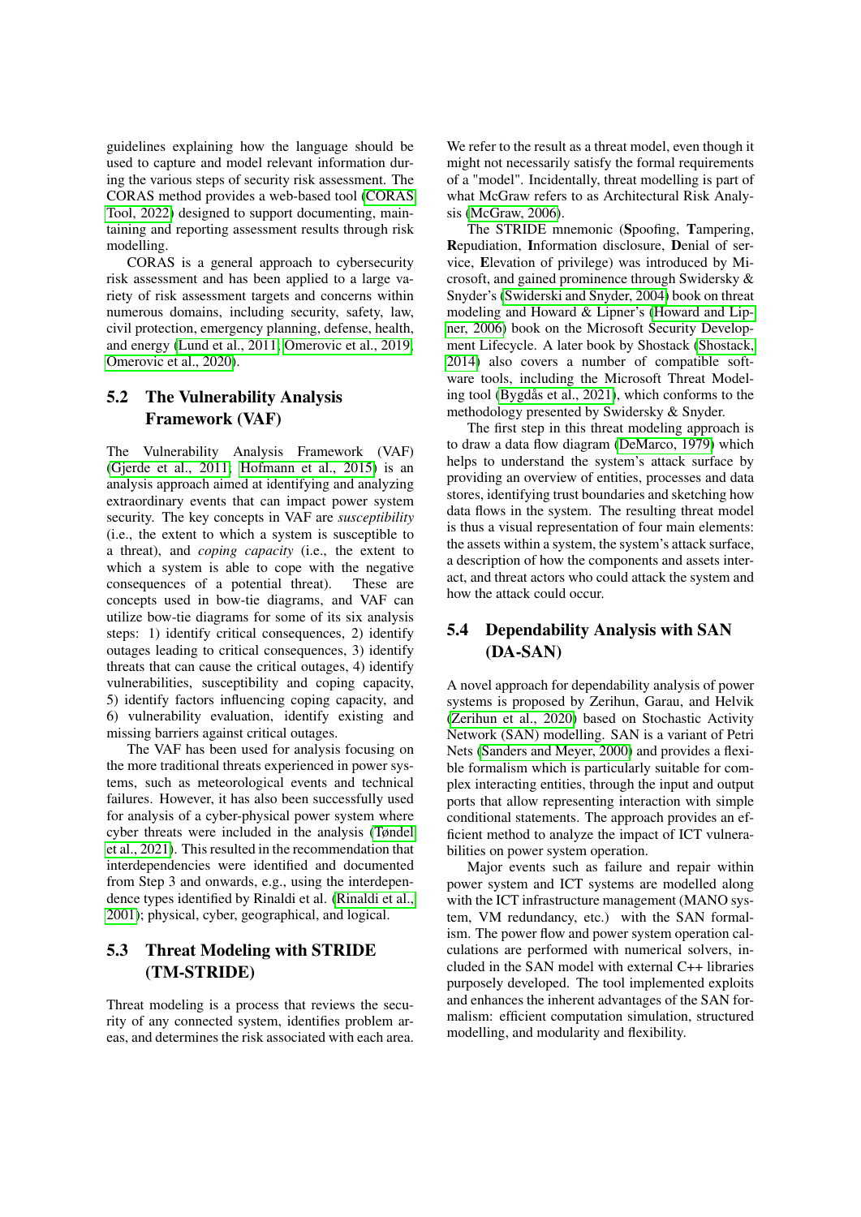guidelines explaining how the language should be used to capture and model relevant information during the various steps of security risk assessment. The CORAS method provides a web-based tool (CORAS Tool, 2022) designed to support documenting, maintaining and reporting assessment results through risk modelling.

CORAS is a general approach to cybersecurity risk assessment and has been applied to a large variety of risk assessment targets and concerns within numerous domains, including security, safety, law, civil protection, emergency planning, defense, health, and energy (Lund et al., 2011; Omerovic et al., 2019; Omerovic et al., 2020).

## 5.2 The Vulnerability Analysis Framework (VAF)

The Vulnerability Analysis Framework (VAF) (Gjerde et al., 2011; Hofmann et al., 2015) is an analysis approach aimed at identifying and analyzing extraordinary events that can impact power system security. The key concepts in VAF are *susceptibility* (i.e., the extent to which a system is susceptible to a threat), and *coping capacity* (i.e., the extent to which a system is able to cope with the negative consequences of a potential threat). These are concepts used in bow-tie diagrams, and VAF can utilize bow-tie diagrams for some of its six analysis steps: 1) identify critical consequences, 2) identify outages leading to critical consequences, 3) identify threats that can cause the critical outages, 4) identify vulnerabilities, susceptibility and coping capacity, 5) identify factors influencing coping capacity, and 6) vulnerability evaluation, identify existing and missing barriers against critical outages.

The VAF has been used for analysis focusing on the more traditional threats experienced in power systems, such as meteorological events and technical failures. However, it has also been successfully used for analysis of a cyber-physical power system where cyber threats were included in the analysis (Tøndel et al., 2021). This resulted in the recommendation that interdependencies were identified and documented from Step 3 and onwards, e.g., using the interdependence types identified by Rinaldi et al. (Rinaldi et al., 2001); physical, cyber, geographical, and logical.

## 5.3 Threat Modeling with STRIDE (TM-STRIDE)

Threat modeling is a process that reviews the security of any connected system, identifies problem areas, and determines the risk associated with each area. We refer to the result as a threat model, even though it might not necessarily satisfy the formal requirements of a "model". Incidentally, threat modelling is part of what McGraw refers to as Architectural Risk Analysis (McGraw, 2006).

The STRIDE mnemonic (**S**poofing, **T**ampering, **R**epudiation, **I**nformation disclosure, **D**enial of service, **E**levation of privilege) was introduced by Microsoft, and gained prominence through Swidersky & Snyder's (Swiderski and Snyder, 2004) book on threat modeling and Howard & Lipner's (Howard and Lipner, 2006) book on the Microsoft Security Development Lifecycle. A later book by Shostack (Shostack, 2014) also covers a number of compatible software tools, including the Microsoft Threat Modeling tool (Bygdås et al., 2021), which conforms to the methodology presented by Swidersky & Snyder.

The first step in this threat modeling approach is to draw a data flow diagram (DeMarco, 1979) which helps to understand the system's attack surface by providing an overview of entities, processes and data stores, identifying trust boundaries and sketching how data flows in the system. The resulting threat model is thus a visual representation of four main elements: the assets within a system, the system's attack surface, a description of how the components and assets interact, and threat actors who could attack the system and how the attack could occur.

## 5.4 Dependability Analysis with SAN (DA-SAN)

A novel approach for dependability analysis of power systems is proposed by Zerihun, Garau, and Helvik (Zerihun et al., 2020) based on Stochastic Activity Network (SAN) modelling. SAN is a variant of Petri Nets (Sanders and Meyer, 2000) and provides a flexible formalism which is particularly suitable for complex interacting entities, through the input and output ports that allow representing interaction with simple conditional statements. The approach provides an efficient method to analyze the impact of ICT vulnerabilities on power system operation.

Major events such as failure and repair within power system and ICT systems are modelled along with the ICT infrastructure management (MANO system, VM redundancy, etc.) with the SAN formalism. The power flow and power system operation calculations are performed with numerical solvers, included in the SAN model with external C++ libraries purposely developed. The tool implemented exploits and enhances the inherent advantages of the SAN formalism: efficient computation simulation, structured modelling, and modularity and flexibility.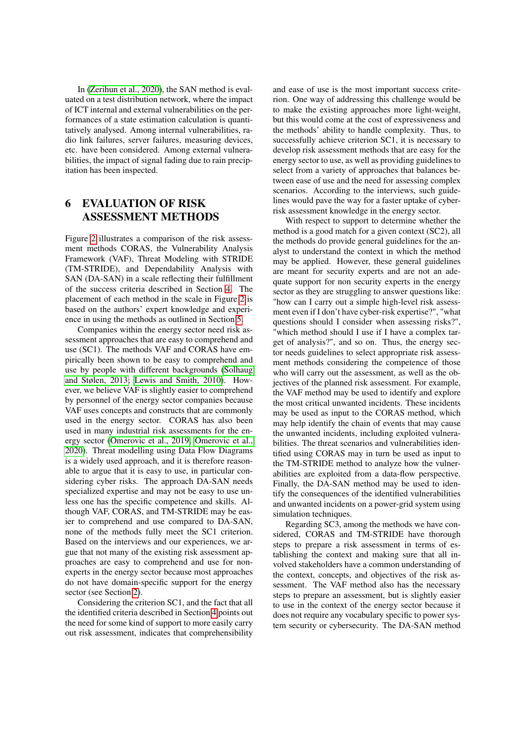In (Zerihun et al., 2020), the SAN method is evaluated on a test distribution network, where the impact of ICT internal and external vulnerabilities on the performances of a state estimation calculation is quantitatively analysed. Among internal vulnerabilities, radio link failures, server failures, measuring devices, etc. have been considered. Among external vulnerabilities, the impact of signal fading due to rain precipitation has been inspected.

# 6 EVALUATION OF RISK ASSESSMENT METHODS

Figure 2 illustrates a comparison of the risk assessment methods CORAS, the Vulnerability Analysis Framework (VAF), Threat Modeling with STRIDE (TM-STRIDE), and Dependability Analysis with SAN (DA-SAN) in a scale reflecting their fulfillment of the success criteria described in Section 4. The placement of each method in the scale in Figure 2 is based on the authors' expert knowledge and experience in using the methods as outlined in Section 5.

Companies within the energy sector need risk assessment approaches that are easy to comprehend and use (SC1). The methods VAF and CORAS have empirically been shown to be easy to comprehend and use by people with different backgrounds (Solhaug and Stølen, 2013; Lewis and Smith, 2010). However, we believe VAF is slightly easier to comprehend by personnel of the energy sector companies because VAF uses concepts and constructs that are commonly used in the energy sector. CORAS has also been used in many industrial risk assessments for the energy sector (Omerovic et al., 2019; Omerovic et al., 2020). Threat modelling using Data Flow Diagrams is a widely used approach, and it is therefore reasonable to argue that it is easy to use, in particular considering cyber risks. The approach DA-SAN needs specialized expertise and may not be easy to use unless one has the specific competence and skills. Although VAF, CORAS, and TM-STRIDE may be easier to comprehend and use compared to DA-SAN, none of the methods fully meet the SC1 criterion. Based on the interviews and our experiences, we argue that not many of the existing risk assessment approaches are easy to comprehend and use for non-experts in the energy sector because most approaches do not have domain-specific support for the energy sector (see Section 2).

Considering the criterion SC1, and the fact that all the identified criteria described in Section 4 points out the need for some kind of support to more easily carry out risk assessment, indicates that comprehensibility and ease of use is the most important success criterion. One way of addressing this challenge would be to make the existing approaches more light-weight, but this would come at the cost of expressiveness and the methods' ability to handle complexity. Thus, to successfully achieve criterion SC1, it is necessary to develop risk assessment methods that are easy for the energy sector to use, as well as providing guidelines to select from a variety of approaches that balances between ease of use and the need for assessing complex scenarios. According to the interviews, such guidelines would pave the way for a faster uptake of cyber-risk assessment knowledge in the energy sector.

With respect to support to determine whether the method is a good match for a given context (SC2), all the methods do provide general guidelines for the analyst to understand the context in which the method may be applied. However, these general guidelines are meant for security experts and are not an adequate support for non security experts in the energy sector as they are struggling to answer questions like: "how can I carry out a simple high-level risk assessment even if I don't have cyber-risk expertise?", "what questions should I consider when assessing risks?", "which method should I use if I have a complex target of analysis?", and so on. Thus, the energy sector needs guidelines to select appropriate risk assessment methods considering the competence of those who will carry out the assessment, as well as the objectives of the planned risk assessment. For example, the VAF method may be used to identify and explore the most critical unwanted incidents. These incidents may be used as input to the CORAS method, which may help identify the chain of events that may cause the unwanted incidents, including exploited vulnerabilities. The threat scenarios and vulnerabilities identified using CORAS may in turn be used as input to the TM-STRIDE method to analyze how the vulnerabilities are exploited from a data-flow perspective. Finally, the DA-SAN method may be used to identify the consequences of the identified vulnerabilities and unwanted incidents on a power-grid system using simulation techniques.

Regarding SC3, among the methods we have considered, CORAS and TM-STRIDE have thorough steps to prepare a risk assessment in terms of establishing the context and making sure that all involved stakeholders have a common understanding of the context, concepts, and objectives of the risk assessment. The VAF method also has the necessary steps to prepare an assessment, but is slightly easier to use in the context of the energy sector because it does not require any vocabulary specific to power system security or cybersecurity. The DA-SAN method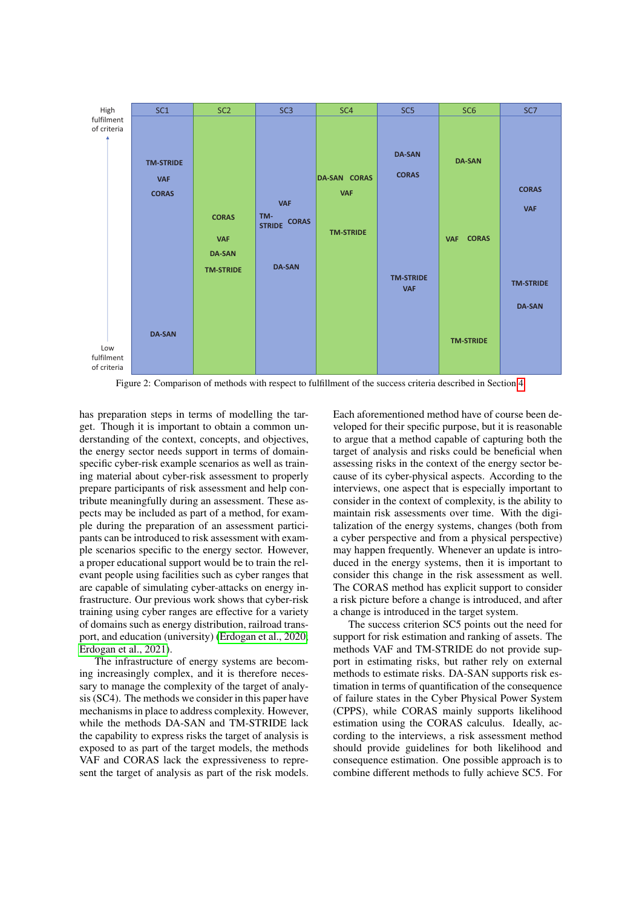Figure 2: Comparison of methods with respect to fulfillment of the success criteria described in Section 4

has preparation steps in terms of modelling the target. Though it is important to obtain a common understanding of the context, concepts, and objectives, the energy sector needs support in terms of domain-specific cyber-risk example scenarios as well as training material about cyber-risk to properly prepare participants of risk assessment and help contribute meaningfully during an assessment. These aspects may be included as part of a method, for example during the preparation of an assessment participants can be introduced to risk assessment with example scenarios specific to the energy sector. However, a proper educational support would be to train the relevant people using facilities such as cyber ranges that are capable of simulating cyber-attacks on energy infrastructure. Our previous work shows that cyber-risk training using cyber ranges are effective for a variety of domains such as energy distribution, railroad transport, and education (university) (Erdogan et al., 2020; Erdogan et al., 2021).

The infrastructure of energy systems are becoming increasingly complex, and it is therefore necessary to manage the complexity of the target of analysis (SC4). The methods we consider in this paper have mechanisms in place to address complexity. However, while the methods DA-SAN and TM-STRIDE lack the capability to express risks the target of analysis is exposed to as part of the target models, the methods VAF and CORAS lack the expressiveness to represent the target of analysis as part of the risk models. Each aforementioned method have of course been developed for their specific purpose, but it is reasonable to argue that a method capable of capturing both the target of analysis and risks could be beneficial when assessing risks in the context of the energy sector because of its cyber-physical aspects. According to the interviews, one aspect that is especially important to consider in the context of complexity, is the ability to maintain risk assessments over time. With the digitalization of the energy systems, changes (both from a cyber perspective and from a physical perspective) may happen frequently. Whenever an update is introduced in the energy systems, then it is important to consider this change in the risk assessment as well. The CORAS method has explicit support to consider a risk picture before a change is introduced, and after a change is introduced in the target system.

The success criterion SC5 points out the need for support for risk estimation and ranking of assets. The methods VAF and TM-STRIDE do not provide support in estimating risks, but rather rely on external methods to estimate risks. DA-SAN supports risk estimation in terms of quantification of the consequence of failure states in the Cyber Physical Power System (CPPS), while CORAS mainly supports likelihood estimation using the CORAS calculus. Ideally, according to the interviews, a risk assessment method should provide guidelines for both likelihood and consequence estimation. One possible approach is to combine different methods to fully achieve SC5. For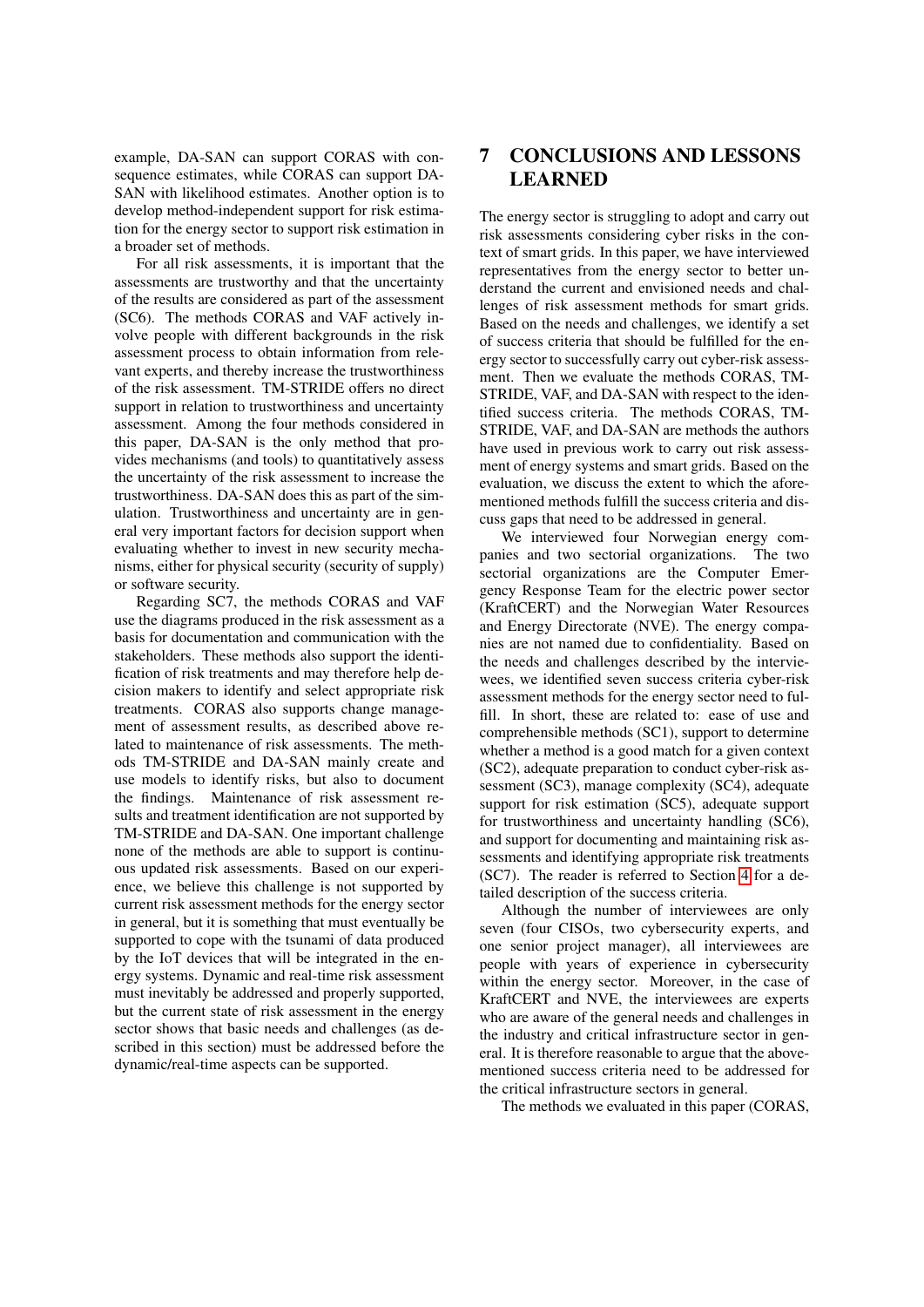example, DA-SAN can support CORAS with consequence estimates, while CORAS can support DA-SAN with likelihood estimates. Another option is to develop method-independent support for risk estimation for the energy sector to support risk estimation in a broader set of methods.

For all risk assessments, it is important that the assessments are trustworthy and that the uncertainty of the results are considered as part of the assessment (SC6). The methods CORAS and VAF actively involve people with different backgrounds in the risk assessment process to obtain information from relevant experts, and thereby increase the trustworthiness of the risk assessment. TM-STRIDE offers no direct support in relation to trustworthiness and uncertainty assessment. Among the four methods considered in this paper, DA-SAN is the only method that provides mechanisms (and tools) to quantitatively assess the uncertainty of the risk assessment to increase the trustworthiness. DA-SAN does this as part of the simulation. Trustworthiness and uncertainty are in general very important factors for decision support when evaluating whether to invest in new security mechanisms, either for physical security (security of supply) or software security.

Regarding SC7, the methods CORAS and VAF use the diagrams produced in the risk assessment as a basis for documentation and communication with the stakeholders. These methods also support the identification of risk treatments and may therefore help decision makers to identify and select appropriate risk treatments. CORAS also supports change management of assessment results, as described above related to maintenance of risk assessments. The methods TM-STRIDE and DA-SAN mainly create and use models to identify risks, but also to document the findings. Maintenance of risk assessment results and treatment identification are not supported by TM-STRIDE and DA-SAN. One important challenge none of the methods are able to support is continuous updated risk assessments. Based on our experience, we believe this challenge is not supported by current risk assessment methods for the energy sector in general, but it is something that must eventually be supported to cope with the tsunami of data produced by the IoT devices that will be integrated in the energy systems. Dynamic and real-time risk assessment must inevitably be addressed and properly supported, but the current state of risk assessment in the energy sector shows that basic needs and challenges (as described in this section) must be addressed before the dynamic/real-time aspects can be supported.

# 7 CONCLUSIONS AND LESSONS LEARNED

The energy sector is struggling to adopt and carry out risk assessments considering cyber risks in the context of smart grids. In this paper, we have interviewed representatives from the energy sector to better understand the current and envisioned needs and challenges of risk assessment methods for smart grids. Based on the needs and challenges, we identify a set of success criteria that should be fulfilled for the energy sector to successfully carry out cyber-risk assessment. Then we evaluate the methods CORAS, TM-STRIDE, VAF, and DA-SAN with respect to the identified success criteria. The methods CORAS, TM-STRIDE, VAF, and DA-SAN are methods the authors have used in previous work to carry out risk assessment of energy systems and smart grids. Based on the evaluation, we discuss the extent to which the aforementioned methods fulfill the success criteria and discuss gaps that need to be addressed in general.

We interviewed four Norwegian energy companies and two sectorial organizations. The two sectorial organizations are the Computer Emergency Response Team for the electric power sector (KraftCERT) and the Norwegian Water Resources and Energy Directorate (NVE). The energy companies are not named due to confidentiality. Based on the needs and challenges described by the interviewees, we identified seven success criteria cyber-risk assessment methods for the energy sector need to fulfill. In short, these are related to: ease of use and comprehensible methods (SC1), support to determine whether a method is a good match for a given context (SC2), adequate preparation to conduct cyber-risk assessment (SC3), manage complexity (SC4), adequate support for risk estimation (SC5), adequate support for trustworthiness and uncertainty handling (SC6), and support for documenting and maintaining risk assessments and identifying appropriate risk treatments (SC7). The reader is referred to Section 4 for a detailed description of the success criteria.

Although the number of interviewees are only seven (four CISOs, two cybersecurity experts, and one senior project manager), all interviewees are people with years of experience in cybersecurity within the energy sector. Moreover, in the case of KraftCERT and NVE, the interviewees are experts who are aware of the general needs and challenges in the industry and critical infrastructure sector in general. It is therefore reasonable to argue that the above-mentioned success criteria need to be addressed for the critical infrastructure sectors in general.

The methods we evaluated in this paper (CORAS,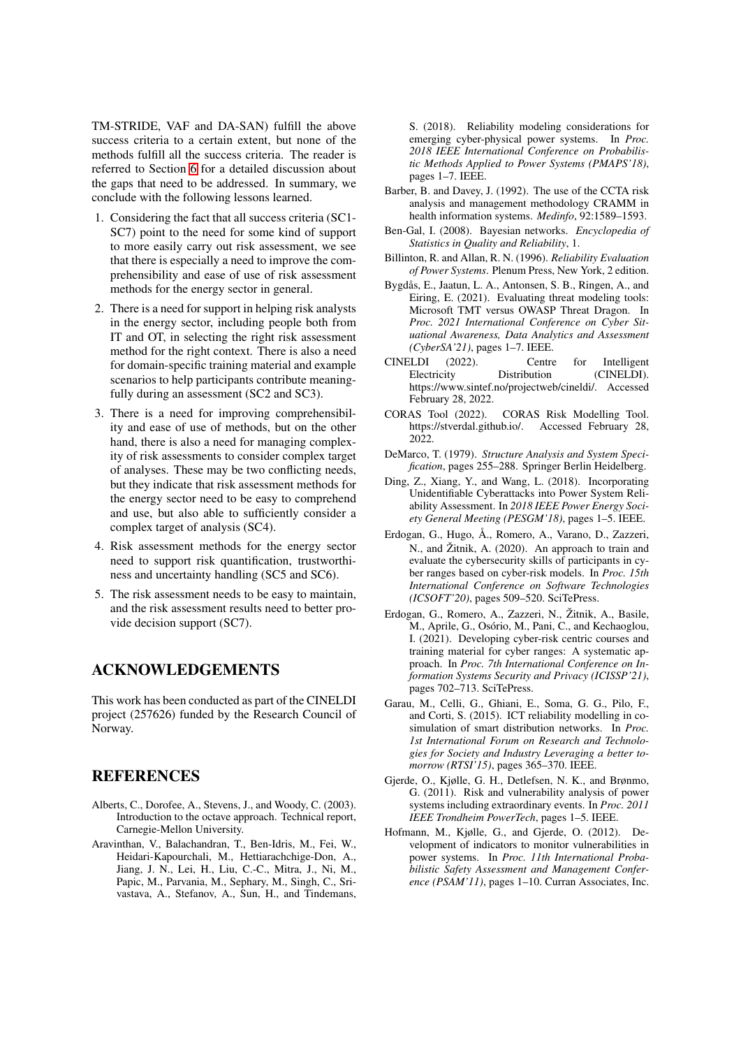TM-STRIDE, VAF and DA-SAN) fulfill the above success criteria to a certain extent, but none of the methods fulfill all the success criteria. The reader is referred to Section 6 for a detailed discussion about the gaps that need to be addressed. In summary, we conclude with the following lessons learned.

1. Considering the fact that all success criteria (SC1-SC7) point to the need for some kind of support to more easily carry out risk assessment, we see that there is especially a need to improve the comprehensibility and ease of use of risk assessment methods for the energy sector in general.
2. There is a need for support in helping risk analysts in the energy sector, including people both from IT and OT, in selecting the right risk assessment method for the right context. There is also a need for domain-specific training material and example scenarios to help participants contribute meaningfully during an assessment (SC2 and SC3).
3. There is a need for improving comprehensibility and ease of use of methods, but on the other hand, there is also a need for managing complexity of risk assessments to consider complex target of analyses. These may be two conflicting needs, but they indicate that risk assessment methods for the energy sector need to be easy to comprehend and use, but also able to sufficiently consider a complex target of analysis (SC4).
4. Risk assessment methods for the energy sector need to support risk quantification, trustworthiness and uncertainty handling (SC5 and SC6).
5. The risk assessment needs to be easy to maintain, and the risk assessment results need to better provide decision support (SC7).

## ACKNOWLEDGEMENTS

This work has been conducted as part of the CINELDI project (257626) funded by the Research Council of Norway.

## REFERENCES

Alberts, C., Dorofee, A., Stevens, J., and Woody, C. (2003). Introduction to the octave approach. Technical report, Carnegie-Mellon University.

Aravinthan, V., Balachandran, T., Ben-Idris, M., Fei, W., Heidari-Kapourchali, M., Hettiarachchige-Don, A., Jiang, J. N., Lei, H., Liu, C.-C., Mitra, J., Ni, M., Papic, M., Parvania, M., Sephary, M., Singh, C., Srivastava, A., Stefanov, A., Sun, H., and Tindemans, S. (2018). Reliability modeling considerations for emerging cyber-physical power systems. In *Proc. 2018 IEEE International Conference on Probabilistic Methods Applied to Power Systems (PMAPS'18)*, pages 1–7. IEEE.

Barber, B. and Davey, J. (1992). The use of the CCTA risk analysis and management methodology CRAMM in health information systems. *Medinfo*, 92:1589–1593.

Ben-Gal, I. (2008). Bayesian networks. *Encyclopedia of Statistics in Quality and Reliability*, 1.

Billinton, R. and Allan, R. N. (1996). *Reliability Evaluation of Power Systems*. Plenum Press, New York, 2 edition.

Bygdås, E., Jaatun, L. A., Antonsen, S. B., Ringen, A., and Eiring, E. (2021). Evaluating threat modeling tools: Microsoft TMT versus OWASP Threat Dragon. In *Proc. 2021 International Conference on Cyber Situational Awareness, Data Analytics and Assessment (CyberSA'21)*, pages 1–7. IEEE.

CINELDI (2022). Centre for Intelligent Electricity Distribution (CINELDI). https://www.sintef.no/projectweb/cineldi/. Accessed February 28, 2022.

CORAS Tool (2022). CORAS Risk Modelling Tool. https://stverdal.github.io/. Accessed February 28, 2022.

DeMarco, T. (1979). *Structure Analysis and System Specification*, pages 255–288. Springer Berlin Heidelberg.

Ding, Z., Xiang, Y., and Wang, L. (2018). Incorporating Unidentifiable Cyberattacks into Power System Reliability Assessment. In *2018 IEEE Power Energy Society General Meeting (PESGM'18)*, pages 1–5. IEEE.

Erdogan, G., Hugo, Å., Romero, A., Varano, D., Zazzeri, N., and Žitnik, A. (2020). An approach to train and evaluate the cybersecurity skills of participants in cyber ranges based on cyber-risk models. In *Proc. 15th International Conference on Software Technologies (ICSOFT'20)*, pages 509–520. SciTePress.

Erdogan, G., Romero, A., Zazzeri, N., Žitnik, A., Basile, M., Aprile, G., Osório, M., Pani, C., and Kechaoglou, I. (2021). Developing cyber-risk centric courses and training material for cyber ranges: A systematic approach. In *Proc. 7th International Conference on Information Systems Security and Privacy (ICISSP'21)*, pages 702–713. SciTePress.

Garau, M., Celli, G., Ghiani, E., Soma, G. G., Pilo, F., and Corti, S. (2015). ICT reliability modelling in co-simulation of smart distribution networks. In *Proc. 1st International Forum on Research and Technologies for Society and Industry Leveraging a better tomorrow (RTSI'15)*, pages 365–370. IEEE.

Gjerde, O., Kjølle, G. H., Detlefsen, N. K., and Brønmo, G. (2011). Risk and vulnerability analysis of power systems including extraordinary events. In *Proc. 2011 IEEE Trondheim PowerTech*, pages 1–5. IEEE.

Hofmann, M., Kjølle, G., and Gjerde, O. (2012). Development of indicators to monitor vulnerabilities in power systems. In *Proc. 11th International Probabilistic Safety Assessment and Management Conference (PSAM'11)*, pages 1–10. Curran Associates, Inc.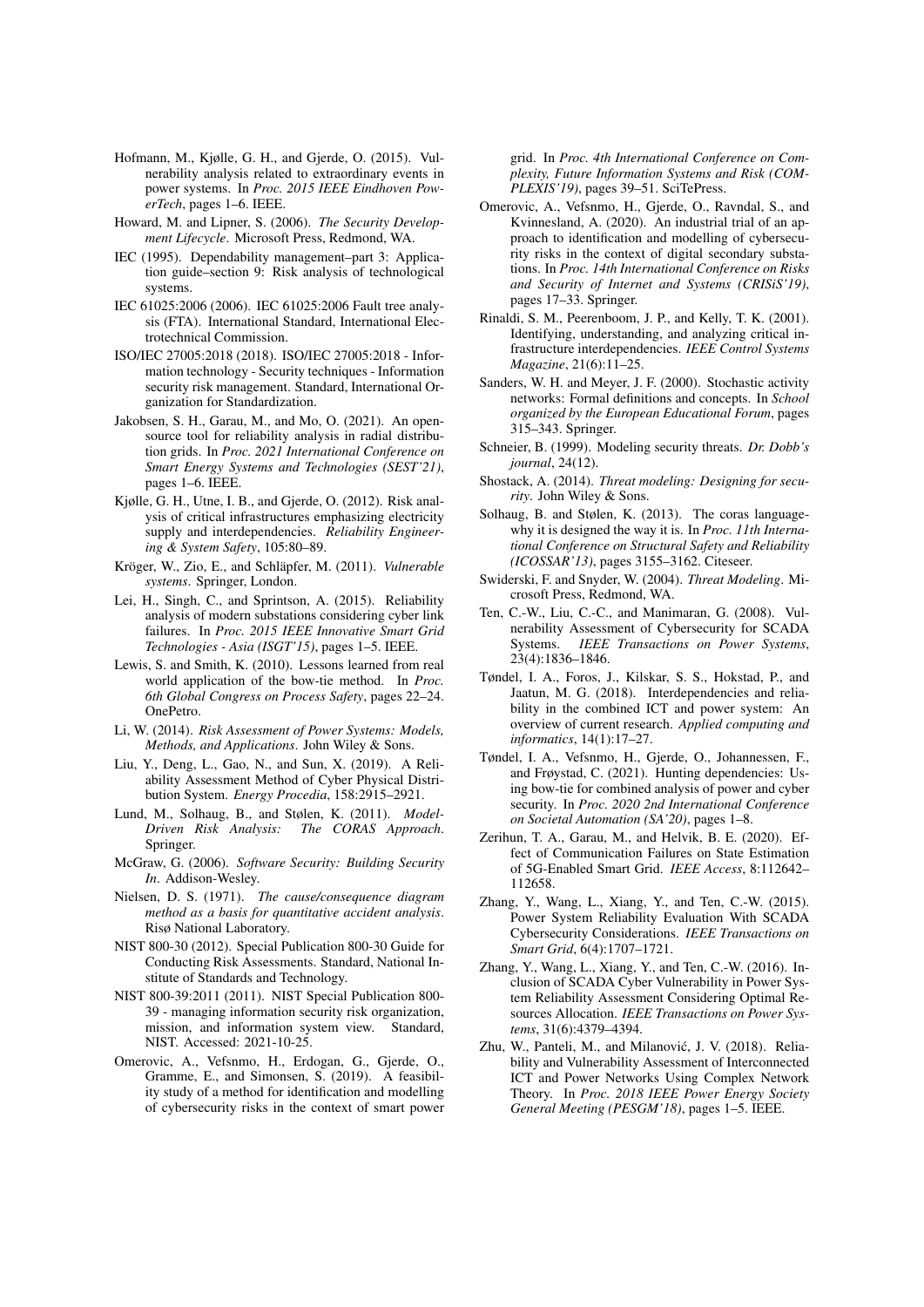Hofmann, M., Kjølle, G. H., and Gjerde, O. (2015). Vulnerability analysis related to extraordinary events in power systems. In *Proc. 2015 IEEE Eindhoven PowerTech*, pages 1–6. IEEE.

Howard, M. and Lipner, S. (2006). *The Security Development Lifecycle*. Microsoft Press, Redmond, WA.

IEC (1995). Dependability management–part 3: Application guide–section 9: Risk analysis of technological systems.

IEC 61025:2006 (2006). IEC 61025:2006 Fault tree analysis (FTA). International Standard, International Electrotechnical Commission.

ISO/IEC 27005:2018 (2018). ISO/IEC 27005:2018 - Information technology - Security techniques - Information security risk management. Standard, International Organization for Standardization.

Jakobsen, S. H., Garau, M., and Mo, O. (2021). An open-source tool for reliability analysis in radial distribution grids. In *Proc. 2021 International Conference on Smart Energy Systems and Technologies (SEST'21)*, pages 1–6. IEEE.

Kjølle, G. H., Utne, I. B., and Gjerde, O. (2012). Risk analysis of critical infrastructures emphasizing electricity supply and interdependencies. *Reliability Engineering & System Safety*, 105:80–89.

Kröger, W., Zio, E., and Schläpfer, M. (2011). *Vulnerable systems*. Springer, London.

Lei, H., Singh, C., and Sprintson, A. (2015). Reliability analysis of modern substations considering cyber link failures. In *Proc. 2015 IEEE Innovative Smart Grid Technologies - Asia (ISGT'15)*, pages 1–5. IEEE.

Lewis, S. and Smith, K. (2010). Lessons learned from real world application of the bow-tie method. In *Proc. 6th Global Congress on Process Safety*, pages 22–24. OnePetro.

Li, W. (2014). *Risk Assessment of Power Systems: Models, Methods, and Applications*. John Wiley & Sons.

Liu, Y., Deng, L., Gao, N., and Sun, X. (2019). A Reliability Assessment Method of Cyber Physical Distribution System. *Energy Procedia*, 158:2915–2921.

Lund, M., Solhaug, B., and Stølen, K. (2011). *Model-Driven Risk Analysis: The CORAS Approach*. Springer.

McGraw, G. (2006). *Software Security: Building Security In*. Addison-Wesley.

Nielsen, D. S. (1971). *The cause/consequence diagram method as a basis for quantitative accident analysis*. Risø National Laboratory.

NIST 800-30 (2012). Special Publication 800-30 Guide for Conducting Risk Assessments. Standard, National Institute of Standards and Technology.

NIST 800-39:2011 (2011). NIST Special Publication 800-39 - managing information security risk organization, mission, and information system view. Standard, NIST. Accessed: 2021-10-25.

Omerovic, A., Vefsnmo, H., Erdogan, G., Gjerde, O., Gramme, E., and Simonsen, S. (2019). A feasibility study of a method for identification and modelling of cybersecurity risks in the context of smart power grid. In *Proc. 4th International Conference on Complexity, Future Information Systems and Risk (COMPLEXIS'19)*, pages 39–51. SciTePress.

Omerovic, A., Vefsnmo, H., Gjerde, O., Ravndal, S., and Kvinnesland, A. (2020). An industrial trial of an approach to identification and modelling of cybersecurity risks in the context of digital secondary substations. In *Proc. 14th International Conference on Risks and Security of Internet and Systems (CRISiS'19)*, pages 17–33. Springer.

Rinaldi, S. M., Peerenboom, J. P., and Kelly, T. K. (2001). Identifying, understanding, and analyzing critical infrastructure interdependencies. *IEEE Control Systems Magazine*, 21(6):11–25.

Sanders, W. H. and Meyer, J. F. (2000). Stochastic activity networks: Formal definitions and concepts. In *School organized by the European Educational Forum*, pages 315–343. Springer.

Schneier, B. (1999). Modeling security threats. *Dr. Dobb's journal*, 24(12).

Shostack, A. (2014). *Threat modeling: Designing for security*. John Wiley & Sons.

Solhaug, B. and Stølen, K. (2013). The coras language-why it is designed the way it is. In *Proc. 11th International Conference on Structural Safety and Reliability (ICOSSAR'13)*, pages 3155–3162. Citeseer.

Swiderski, F. and Snyder, W. (2004). *Threat Modeling*. Microsoft Press, Redmond, WA.

Ten, C.-W., Liu, C.-C., and Manimaran, G. (2008). Vulnerability Assessment of Cybersecurity for SCADA Systems. *IEEE Transactions on Power Systems*, 23(4):1836–1846.

Tøndel, I. A., Foros, J., Kilskar, S. S., Hokstad, P., and Jaatun, M. G. (2018). Interdependencies and reliability in the combined ICT and power system: An overview of current research. *Applied computing and informatics*, 14(1):17–27.

Tøndel, I. A., Vefsnmo, H., Gjerde, O., Johannessen, F., and Frøystad, C. (2021). Hunting dependencies: Using bow-tie for combined analysis of power and cyber security. In *Proc. 2020 2nd International Conference on Societal Automation (SA'20)*, pages 1–8.

Zerihun, T. A., Garau, M., and Helvik, B. E. (2020). Effect of Communication Failures on State Estimation of 5G-Enabled Smart Grid. *IEEE Access*, 8:112642–112658.

Zhang, Y., Wang, L., Xiang, Y., and Ten, C.-W. (2015). Power System Reliability Evaluation With SCADA Cybersecurity Considerations. *IEEE Transactions on Smart Grid*, 6(4):1707–1721.

Zhang, Y., Wang, L., Xiang, Y., and Ten, C.-W. (2016). Inclusion of SCADA Cyber Vulnerability in Power System Reliability Assessment Considering Optimal Resources Allocation. *IEEE Transactions on Power Systems*, 31(6):4379–4394.

Zhu, W., Panteli, M., and Milanović, J. V. (2018). Reliability and Vulnerability Assessment of Interconnected ICT and Power Networks Using Complex Network Theory. In *Proc. 2018 IEEE Power Energy Society General Meeting (PESGM'18)*, pages 1–5. IEEE.